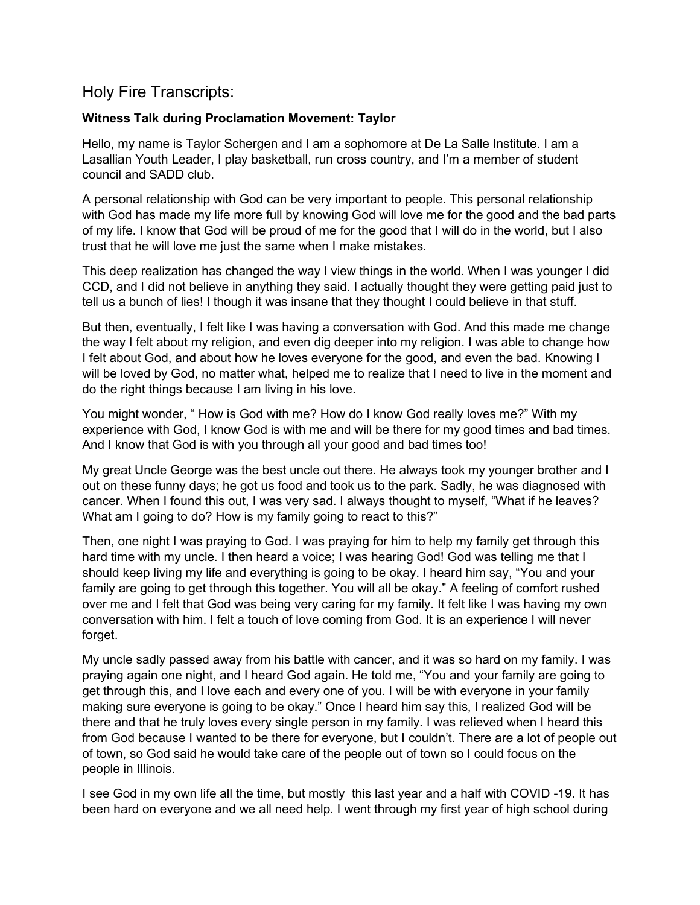# Holy Fire Transcripts:

**Witness Talk during Proclamation Movement: Taylor**

Hello, my name is Taylor Schergen and I am a sophomore at De La Salle Institute. I am a Lasallian Youth Leader, I play basketball, run cross country, and I'm a member of student council and SADD club.

A personal relationship with God can be very important to people. This personal relationship with God has made my life more full by knowing God will love me for the good and the bad parts of my life. I know that God will be proud of me for the good that I will do in the world, but I also trust that he will love me just the same when I make mistakes.

This deep realization has changed the way I view things in the world. When I was younger I did CCD, and I did not believe in anything they said. I actually thought they were getting paid just to tell us a bunch of lies! I though it was insane that they thought I could believe in that stuff.

But then, eventually, I felt like I was having a conversation with God. And this made me change the way I felt about my religion, and even dig deeper into my religion. I was able to change how I felt about God, and about how he loves everyone for the good, and even the bad. Knowing I will be loved by God, no matter what, helped me to realize that I need to live in the moment and do the right things because I am living in his love.

You might wonder, " How is God with me? How do I know God really loves me?" With my experience with God, I know God is with me and will be there for my good times and bad times. And I know that God is with you through all your good and bad times too!

My great Uncle George was the best uncle out there. He always took my younger brother and I out on these funny days; he got us food and took us to the park. Sadly, he was diagnosed with cancer. When I found this out, I was very sad. I always thought to myself, "What if he leaves? What am I going to do? How is my family going to react to this?"

Then, one night I was praying to God. I was praying for him to help my family get through this hard time with my uncle. I then heard a voice; I was hearing God! God was telling me that I should keep living my life and everything is going to be okay. I heard him say, "You and your family are going to get through this together. You will all be okay." A feeling of comfort rushed over me and I felt that God was being very caring for my family. It felt like I was having my own conversation with him. I felt a touch of love coming from God. It is an experience I will never forget.

My uncle sadly passed away from his battle with cancer, and it was so hard on my family. I was praying again one night, and I heard God again. He told me, "You and your family are going to get through this, and I love each and every one of you. I will be with everyone in your family making sure everyone is going to be okay." Once I heard him say this, I realized God will be there and that he truly loves every single person in my family. I was relieved when I heard this from God because I wanted to be there for everyone, but I couldn't. There are a lot of people out of town, so God said he would take care of the people out of town so I could focus on the people in Illinois.

I see God in my own life all the time, but mostly this last year and a half with COVID -19. It has been hard on everyone and we all need help. I went through my first year of high school during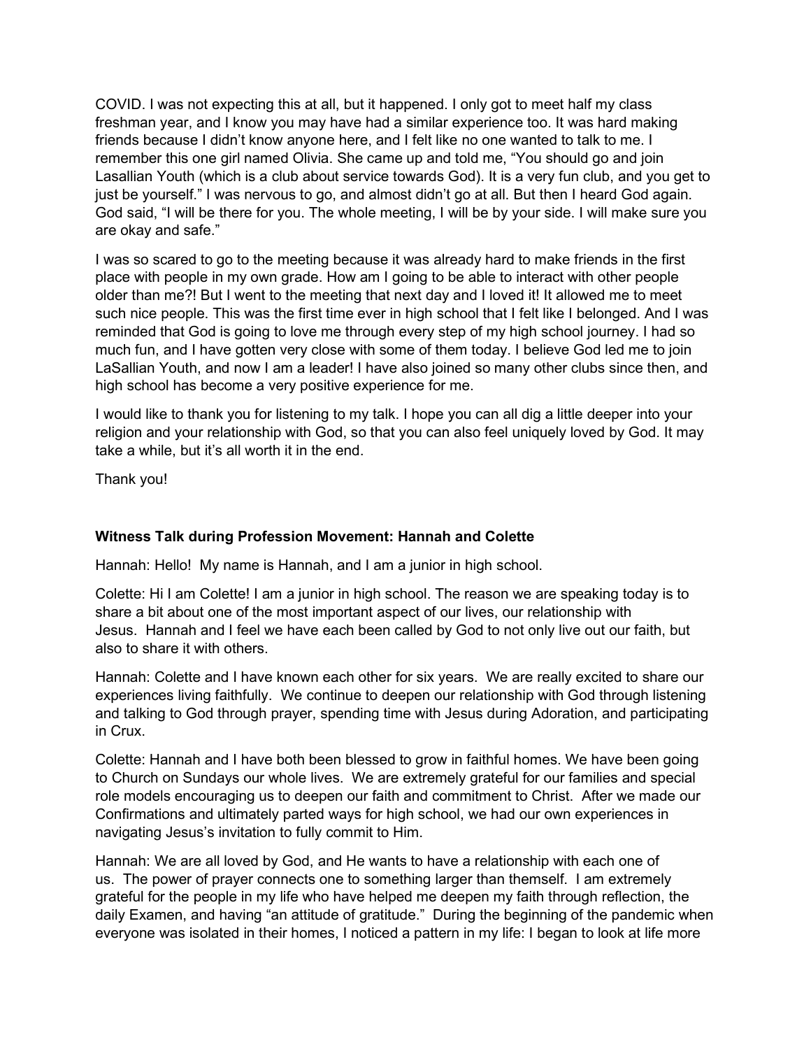COVID. I was not expecting this at all, but it happened. I only got to meet half my class freshman year, and I know you may have had a similar experience too. It was hard making friends because I didn't know anyone here, and I felt like no one wanted to talk to me. I remember this one girl named Olivia. She came up and told me, "You should go and join Lasallian Youth (which is a club about service towards God). It is a very fun club, and you get to just be yourself." I was nervous to go, and almost didn't go at all. But then I heard God again. God said, "I will be there for you. The whole meeting, I will be by your side. I will make sure you are okay and safe."

I was so scared to go to the meeting because it was already hard to make friends in the first place with people in my own grade. How am I going to be able to interact with other people older than me?! But I went to the meeting that next day and I loved it! It allowed me to meet such nice people. This was the first time ever in high school that I felt like I belonged. And I was reminded that God is going to love me through every step of my high school journey. I had so much fun, and I have gotten very close with some of them today. I believe God led me to join LaSallian Youth, and now I am a leader! I have also joined so many other clubs since then, and high school has become a very positive experience for me.

I would like to thank you for listening to my talk. I hope you can all dig a little deeper into your religion and your relationship with God, so that you can also feel uniquely loved by God. It may take a while, but it's all worth it in the end.

Thank you!

**Witness Talk during Profession Movement: Hannah and Colette**

Hannah: Hello! My name is Hannah, and I am a junior in high school.

Colette: Hi I am Colette! I am a junior in high school. The reason we are speaking today is to share a bit about one of the most important aspect of our lives, our relationship with Jesus. Hannah and I feel we have each been called by God to not only live out our faith, but also to share it with others.

Hannah: Colette and I have known each other for six years. We are really excited to share our experiences living faithfully. We continue to deepen our relationship with God through listening and talking to God through prayer, spending time with Jesus during Adoration, and participating in Crux.

Colette: Hannah and I have both been blessed to grow in faithful homes. We have been going to Church on Sundays our whole lives. We are extremely grateful for our families and special role models encouraging us to deepen our faith and commitment to Christ. After we made our Confirmations and ultimately parted ways for high school, we had our own experiences in navigating Jesus's invitation to fully commit to Him.

Hannah: We are all loved by God, and He wants to have a relationship with each one of us. The power of prayer connects one to something larger than themself. I am extremely grateful for the people in my life who have helped me deepen my faith through reflection, the daily Examen, and having "an attitude of gratitude." During the beginning of the pandemic when everyone was isolated in their homes, I noticed a pattern in my life: I began to look at life more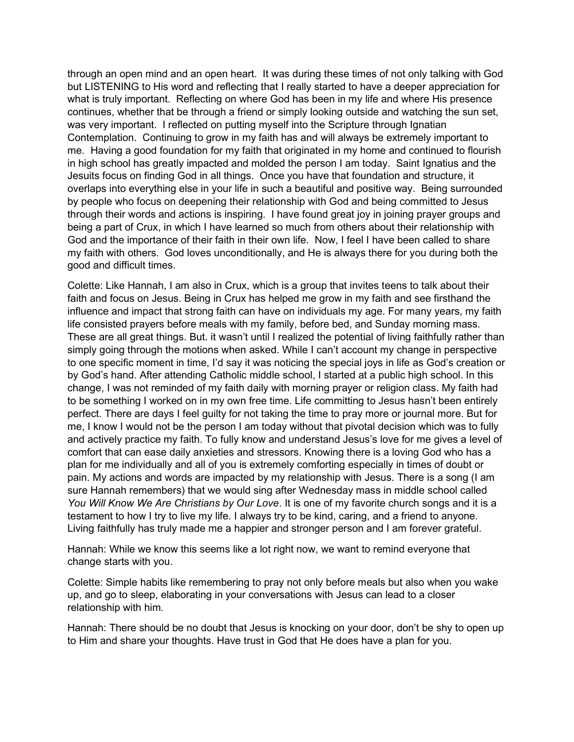through an open mind and an open heart. It was during these times of not only talking with God but LISTENING to His word and reflecting that I really started to have a deeper appreciation for what is truly important. Reflecting on where God has been in my life and where His presence continues, whether that be through a friend or simply looking outside and watching the sun set, was very important. I reflected on putting myself into the Scripture through Ignatian Contemplation. Continuing to grow in my faith has and will always be extremely important to me. Having a good foundation for my faith that originated in my home and continued to flourish in high school has greatly impacted and molded the person I am today. Saint Ignatius and the Jesuits focus on finding God in all things. Once you have that foundation and structure, it overlaps into everything else in your life in such a beautiful and positive way. Being surrounded by people who focus on deepening their relationship with God and being committed to Jesus through their words and actions is inspiring. I have found great joy in joining prayer groups and being a part of Crux, in which I have learned so much from others about their relationship with God and the importance of their faith in their own life. Now, I feel I have been called to share my faith with others. God loves unconditionally, and He is always there for you during both the good and difficult times.

Colette: Like Hannah, I am also in Crux, which is a group that invites teens to talk about their faith and focus on Jesus. Being in Crux has helped me grow in my faith and see firsthand the influence and impact that strong faith can have on individuals my age. For many years, my faith life consisted prayers before meals with my family, before bed, and Sunday morning mass. These are all great things. But. it wasn't until I realized the potential of living faithfully rather than simply going through the motions when asked. While I can't account my change in perspective to one specific moment in time, I'd say it was noticing the special joys in life as God's creation or by God's hand. After attending Catholic middle school, I started at a public high school. In this change, I was not reminded of my faith daily with morning prayer or religion class. My faith had to be something I worked on in my own free time. Life committing to Jesus hasn't been entirely perfect. There are days I feel guilty for not taking the time to pray more or journal more. But for me, I know I would not be the person I am today without that pivotal decision which was to fully and actively practice my faith. To fully know and understand Jesus's love for me gives a level of comfort that can ease daily anxieties and stressors. Knowing there is a loving God who has a plan for me individually and all of you is extremely comforting especially in times of doubt or pain. My actions and words are impacted by my relationship with Jesus. There is a song (I am sure Hannah remembers) that we would sing after Wednesday mass in middle school called *You Will Know We Are Christians by Our Love*. It is one of my favorite church songs and it is a testament to how I try to live my life. I always try to be kind, caring, and a friend to anyone. Living faithfully has truly made me a happier and stronger person and I am forever grateful.

Hannah: While we know this seems like a lot right now, we want to remind everyone that change starts with you.

Colette: Simple habits like remembering to pray not only before meals but also when you wake up, and go to sleep, elaborating in your conversations with Jesus can lead to a closer relationship with him.

Hannah: There should be no doubt that Jesus is knocking on your door, don't be shy to open up to Him and share your thoughts. Have trust in God that He does have a plan for you.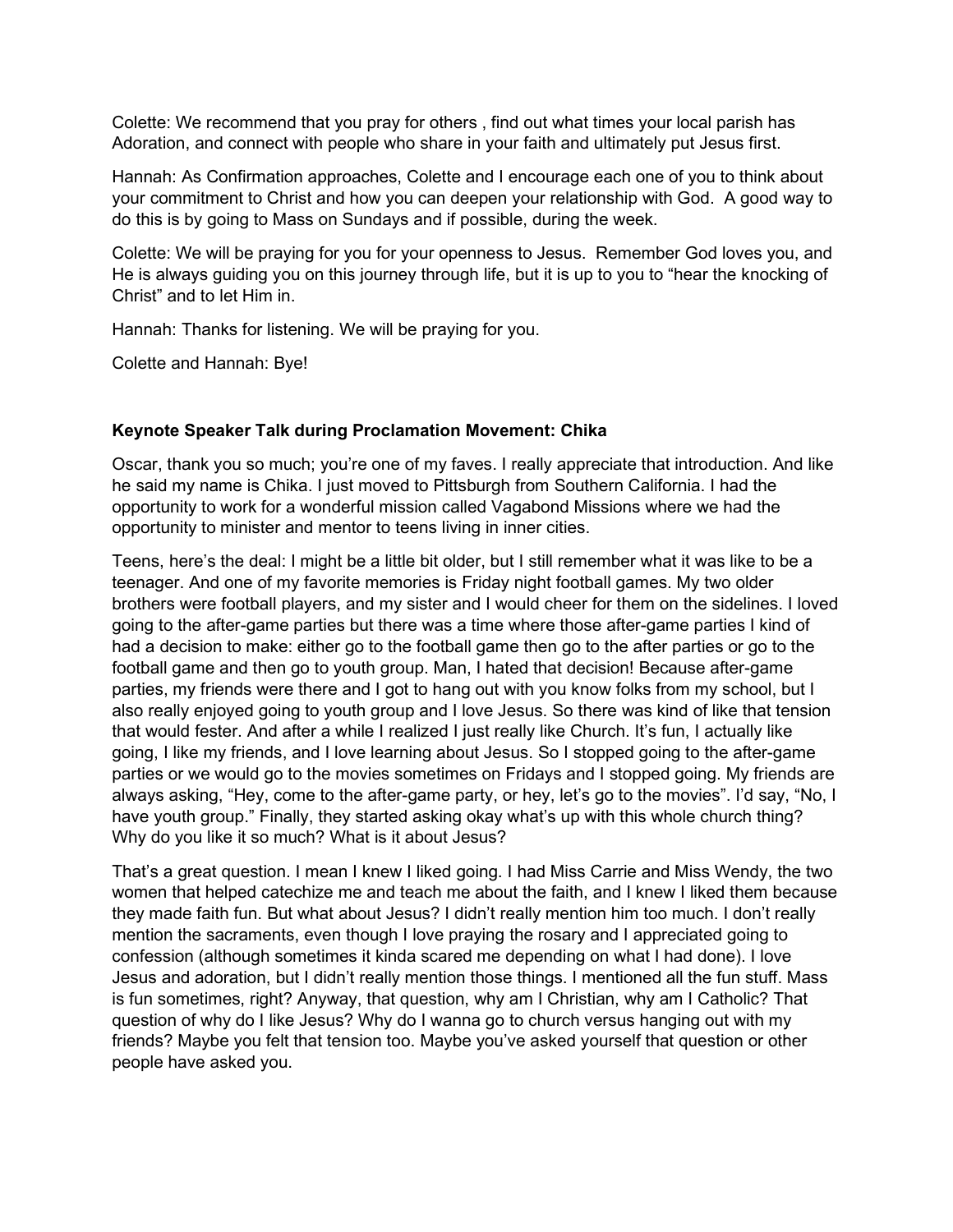Colette: We recommend that you pray for others , find out what times your local parish has Adoration, and connect with people who share in your faith and ultimately put Jesus first.

Hannah: As Confirmation approaches, Colette and I encourage each one of you to think about your commitment to Christ and how you can deepen your relationship with God. A good way to do this is by going to Mass on Sundays and if possible, during the week.

Colette: We will be praying for you for your openness to Jesus. Remember God loves you, and He is always guiding you on this journey through life, but it is up to you to "hear the knocking of Christ" and to let Him in.

Hannah: Thanks for listening. We will be praying for you.

Colette and Hannah: Bye!

**Keynote Speaker Talk during Proclamation Movement: Chika**

Oscar, thank you so much; you're one of my faves. I really appreciate that introduction. And like he said my name is Chika. I just moved to Pittsburgh from Southern California. I had the opportunity to work for a wonderful mission called Vagabond Missions where we had the opportunity to minister and mentor to teens living in inner cities.

Teens, here's the deal: I might be a little bit older, but I still remember what it was like to be a teenager. And one of my favorite memories is Friday night football games. My two older brothers were football players, and my sister and I would cheer for them on the sidelines. I loved going to the after-game parties but there was a time where those after-game parties I kind of had a decision to make: either go to the football game then go to the after parties or go to the football game and then go to youth group. Man, I hated that decision! Because after-game parties, my friends were there and I got to hang out with you know folks from my school, but I also really enjoyed going to youth group and I love Jesus. So there was kind of like that tension that would fester. And after a while I realized I just really like Church. It's fun, I actually like going, I like my friends, and I love learning about Jesus. So I stopped going to the after-game parties or we would go to the movies sometimes on Fridays and I stopped going. My friends are always asking, "Hey, come to the after-game party, or hey, let's go to the movies". I'd say, "No, I have youth group." Finally, they started asking okay what's up with this whole church thing? Why do you like it so much? What is it about Jesus?

That's a great question. I mean I knew I liked going. I had Miss Carrie and Miss Wendy, the two women that helped catechize me and teach me about the faith, and I knew I liked them because they made faith fun. But what about Jesus? I didn't really mention him too much. I don't really mention the sacraments, even though I love praying the rosary and I appreciated going to confession (although sometimes it kinda scared me depending on what I had done). I love Jesus and adoration, but I didn't really mention those things. I mentioned all the fun stuff. Mass is fun sometimes, right? Anyway, that question, why am I Christian, why am I Catholic? That question of why do I like Jesus? Why do I wanna go to church versus hanging out with my friends? Maybe you felt that tension too. Maybe you've asked yourself that question or other people have asked you.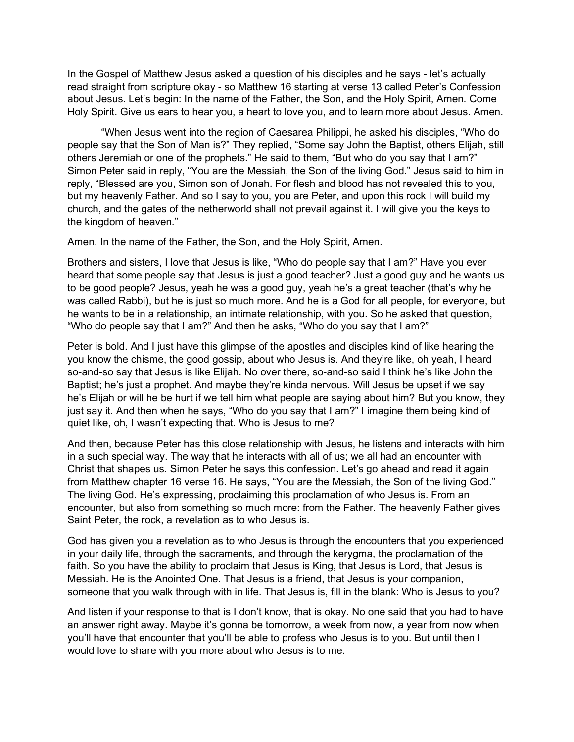In the Gospel of Matthew Jesus asked a question of his disciples and he says - let's actually read straight from scripture okay - so Matthew 16 starting at verse 13 called Peter's Confession about Jesus. Let's begin: In the name of the Father, the Son, and the Holy Spirit, Amen. Come Holy Spirit. Give us ears to hear you, a heart to love you, and to learn more about Jesus. Amen.

"When Jesus went into the region of Caesarea Philippi, he asked his disciples, "Who do people say that the Son of Man is?" They replied, "Some say John the Baptist, others Elijah, still others Jeremiah or one of the prophets." He said to them, "But who do you say that I am?" Simon Peter said in reply, "You are the Messiah, the Son of the living God." Jesus said to him in reply, "Blessed are you, Simon son of Jonah. For flesh and blood has not revealed this to you, but my heavenly Father. And so I say to you, you are Peter, and upon this rock I will build my church, and the gates of the netherworld shall not prevail against it. I will give you the keys to the kingdom of heaven."

Amen. In the name of the Father, the Son, and the Holy Spirit, Amen.

Brothers and sisters, I love that Jesus is like, "Who do people say that I am?" Have you ever heard that some people say that Jesus is just a good teacher? Just a good guy and he wants us to be good people? Jesus, yeah he was a good guy, yeah he's a great teacher (that's why he was called Rabbi), but he is just so much more. And he is a God for all people, for everyone, but he wants to be in a relationship, an intimate relationship, with you. So he asked that question, "Who do people say that I am?" And then he asks, "Who do you say that I am?"

Peter is bold. And I just have this glimpse of the apostles and disciples kind of like hearing the you know the chisme, the good gossip, about who Jesus is. And they're like, oh yeah, I heard so-and-so say that Jesus is like Elijah. No over there, so-and-so said I think he's like John the Baptist; he's just a prophet. And maybe they're kinda nervous. Will Jesus be upset if we say he's Elijah or will he be hurt if we tell him what people are saying about him? But you know, they just say it. And then when he says, "Who do you say that I am?" I imagine them being kind of quiet like, oh, I wasn't expecting that. Who is Jesus to me?

And then, because Peter has this close relationship with Jesus, he listens and interacts with him in a such special way. The way that he interacts with all of us; we all had an encounter with Christ that shapes us. Simon Peter he says this confession. Let's go ahead and read it again from Matthew chapter 16 verse 16. He says, "You are the Messiah, the Son of the living God." The living God. He's expressing, proclaiming this proclamation of who Jesus is. From an encounter, but also from something so much more: from the Father. The heavenly Father gives Saint Peter, the rock, a revelation as to who Jesus is.

God has given you a revelation as to who Jesus is through the encounters that you experienced in your daily life, through the sacraments, and through the kerygma, the proclamation of the faith. So you have the ability to proclaim that Jesus is King, that Jesus is Lord, that Jesus is Messiah. He is the Anointed One. That Jesus is a friend, that Jesus is your companion, someone that you walk through with in life. That Jesus is, fill in the blank: Who is Jesus to you?

And listen if your response to that is I don't know, that is okay. No one said that you had to have an answer right away. Maybe it's gonna be tomorrow, a week from now, a year from now when you'll have that encounter that you'll be able to profess who Jesus is to you. But until then I would love to share with you more about who Jesus is to me.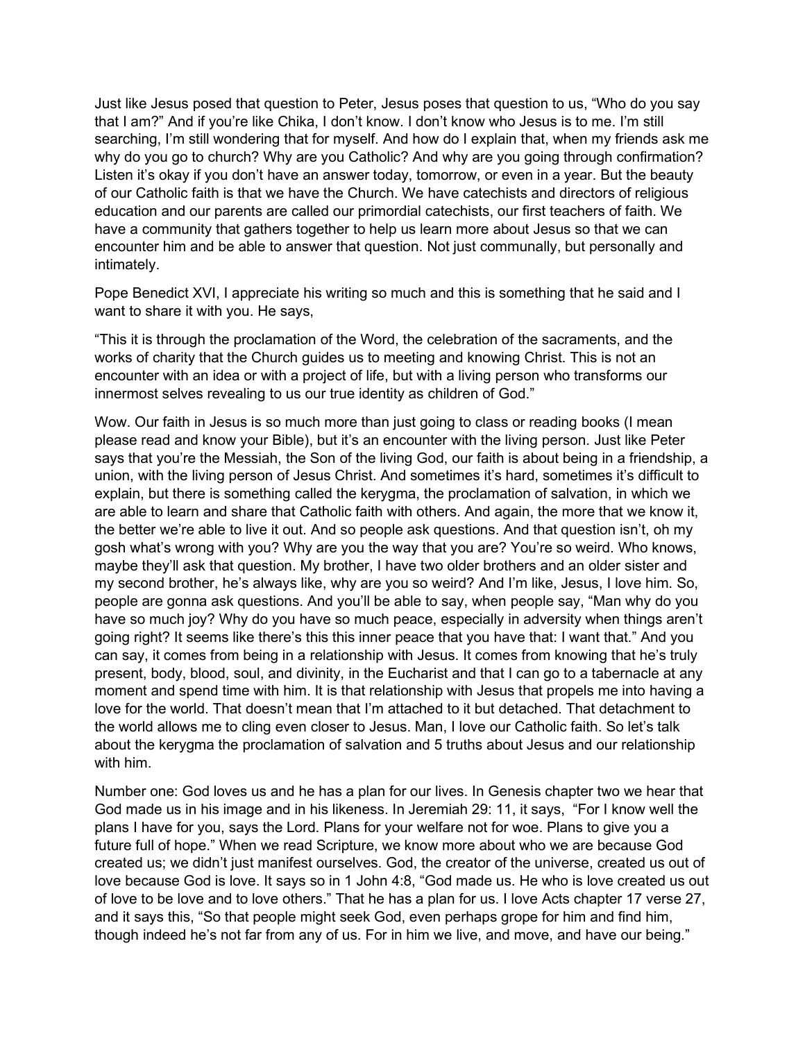Just like Jesus posed that question to Peter, Jesus poses that question to us, "Who do you say that I am?" And if you're like Chika, I don't know. I don't know who Jesus is to me. I'm still searching, I'm still wondering that for myself. And how do I explain that, when my friends ask me why do you go to church? Why are you Catholic? And why are you going through confirmation? Listen it's okay if you don't have an answer today, tomorrow, or even in a year. But the beauty of our Catholic faith is that we have the Church. We have catechists and directors of religious education and our parents are called our primordial catechists, our first teachers of faith. We have a community that gathers together to help us learn more about Jesus so that we can encounter him and be able to answer that question. Not just communally, but personally and intimately.

Pope Benedict XVI, I appreciate his writing so much and this is something that he said and I want to share it with you. He says,

"This it is through the proclamation of the Word, the celebration of the sacraments, and the works of charity that the Church guides us to meeting and knowing Christ. This is not an encounter with an idea or with a project of life, but with a living person who transforms our innermost selves revealing to us our true identity as children of God."

Wow. Our faith in Jesus is so much more than just going to class or reading books (I mean please read and know your Bible), but it's an encounter with the living person. Just like Peter says that you're the Messiah, the Son of the living God, our faith is about being in a friendship, a union, with the living person of Jesus Christ. And sometimes it's hard, sometimes it's difficult to explain, but there is something called the kerygma, the proclamation of salvation, in which we are able to learn and share that Catholic faith with others. And again, the more that we know it, the better we're able to live it out. And so people ask questions. And that question isn't, oh my gosh what's wrong with you? Why are you the way that you are? You're so weird. Who knows, maybe they'll ask that question. My brother, I have two older brothers and an older sister and my second brother, he's always like, why are you so weird? And I'm like, Jesus, I love him. So, people are gonna ask questions. And you'll be able to say, when people say, "Man why do you have so much joy? Why do you have so much peace, especially in adversity when things aren't going right? It seems like there's this this inner peace that you have that: I want that." And you can say, it comes from being in a relationship with Jesus. It comes from knowing that he's truly present, body, blood, soul, and divinity, in the Eucharist and that I can go to a tabernacle at any moment and spend time with him. It is that relationship with Jesus that propels me into having a love for the world. That doesn't mean that I'm attached to it but detached. That detachment to the world allows me to cling even closer to Jesus. Man, I love our Catholic faith. So let's talk about the kerygma the proclamation of salvation and 5 truths about Jesus and our relationship with him.

Number one: God loves us and he has a plan for our lives. In Genesis chapter two we hear that God made us in his image and in his likeness. In Jeremiah 29: 11, it says, "For I know well the plans I have for you, says the Lord. Plans for your welfare not for woe. Plans to give you a future full of hope." When we read Scripture, we know more about who we are because God created us; we didn't just manifest ourselves. God, the creator of the universe, created us out of love because God is love. It says so in 1 John 4:8, "God made us. He who is love created us out of love to be love and to love others." That he has a plan for us. I love Acts chapter 17 verse 27, and it says this, "So that people might seek God, even perhaps grope for him and find him, though indeed he's not far from any of us. For in him we live, and move, and have our being."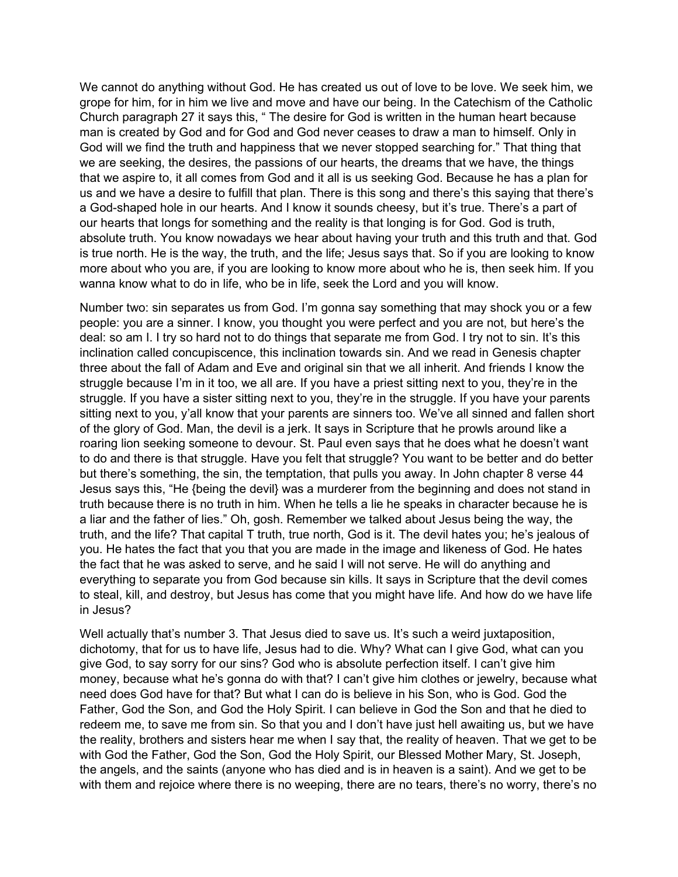We cannot do anything without God. He has created us out of love to be love. We seek him, we grope for him, for in him we live and move and have our being. In the Catechism of the Catholic Church paragraph 27 it says this, " The desire for God is written in the human heart because man is created by God and for God and God never ceases to draw a man to himself. Only in God will we find the truth and happiness that we never stopped searching for." That thing that we are seeking, the desires, the passions of our hearts, the dreams that we have, the things that we aspire to, it all comes from God and it all is us seeking God. Because he has a plan for us and we have a desire to fulfill that plan. There is this song and there's this saying that there's a God-shaped hole in our hearts. And I know it sounds cheesy, but it's true. There's a part of our hearts that longs for something and the reality is that longing is for God. God is truth, absolute truth. You know nowadays we hear about having your truth and this truth and that. God is true north. He is the way, the truth, and the life; Jesus says that. So if you are looking to know more about who you are, if you are looking to know more about who he is, then seek him. If you wanna know what to do in life, who be in life, seek the Lord and you will know.

Number two: sin separates us from God. I'm gonna say something that may shock you or a few people: you are a sinner. I know, you thought you were perfect and you are not, but here's the deal: so am I. I try so hard not to do things that separate me from God. I try not to sin. It's this inclination called concupiscence, this inclination towards sin. And we read in Genesis chapter three about the fall of Adam and Eve and original sin that we all inherit. And friends I know the struggle because I'm in it too, we all are. If you have a priest sitting next to you, they're in the struggle. If you have a sister sitting next to you, they're in the struggle. If you have your parents sitting next to you, y'all know that your parents are sinners too. We've all sinned and fallen short of the glory of God. Man, the devil is a jerk. It says in Scripture that he prowls around like a roaring lion seeking someone to devour. St. Paul even says that he does what he doesn't want to do and there is that struggle. Have you felt that struggle? You want to be better and do better but there's something, the sin, the temptation, that pulls you away. In John chapter 8 verse 44 Jesus says this, "He {being the devil} was a murderer from the beginning and does not stand in truth because there is no truth in him. When he tells a lie he speaks in character because he is a liar and the father of lies." Oh, gosh. Remember we talked about Jesus being the way, the truth, and the life? That capital T truth, true north, God is it. The devil hates you; he's jealous of you. He hates the fact that you that you are made in the image and likeness of God. He hates the fact that he was asked to serve, and he said I will not serve. He will do anything and everything to separate you from God because sin kills. It says in Scripture that the devil comes to steal, kill, and destroy, but Jesus has come that you might have life. And how do we have life in Jesus?

Well actually that's number 3. That Jesus died to save us. It's such a weird juxtaposition, dichotomy, that for us to have life, Jesus had to die. Why? What can I give God, what can you give God, to say sorry for our sins? God who is absolute perfection itself. I can't give him money, because what he's gonna do with that? I can't give him clothes or jewelry, because what need does God have for that? But what I can do is believe in his Son, who is God. God the Father, God the Son, and God the Holy Spirit. I can believe in God the Son and that he died to redeem me, to save me from sin. So that you and I don't have just hell awaiting us, but we have the reality, brothers and sisters hear me when I say that, the reality of heaven. That we get to be with God the Father, God the Son, God the Holy Spirit, our Blessed Mother Mary, St. Joseph, the angels, and the saints (anyone who has died and is in heaven is a saint). And we get to be with them and rejoice where there is no weeping, there are no tears, there's no worry, there's no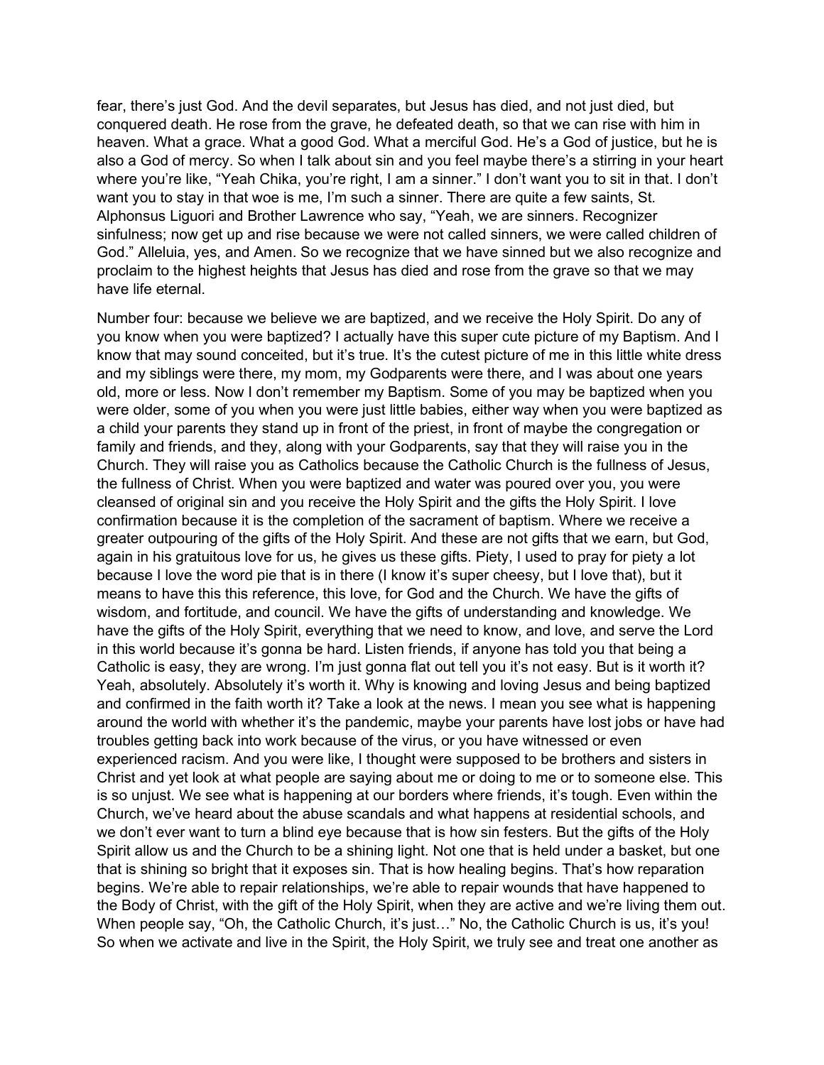fear, there's just God. And the devil separates, but Jesus has died, and not just died, but conquered death. He rose from the grave, he defeated death, so that we can rise with him in heaven. What a grace. What a good God. What a merciful God. He's a God of justice, but he is also a God of mercy. So when I talk about sin and you feel maybe there's a stirring in your heart where you're like, "Yeah Chika, you're right, I am a sinner." I don't want you to sit in that. I don't want you to stay in that woe is me, I'm such a sinner. There are quite a few saints, St. Alphonsus Liguori and Brother Lawrence who say, "Yeah, we are sinners. Recognizer sinfulness; now get up and rise because we were not called sinners, we were called children of God." Alleluia, yes, and Amen. So we recognize that we have sinned but we also recognize and proclaim to the highest heights that Jesus has died and rose from the grave so that we may have life eternal.

Number four: because we believe we are baptized, and we receive the Holy Spirit. Do any of you know when you were baptized? I actually have this super cute picture of my Baptism. And I know that may sound conceited, but it's true. It's the cutest picture of me in this little white dress and my siblings were there, my mom, my Godparents were there, and I was about one years old, more or less. Now I don't remember my Baptism. Some of you may be baptized when you were older, some of you when you were just little babies, either way when you were baptized as a child your parents they stand up in front of the priest, in front of maybe the congregation or family and friends, and they, along with your Godparents, say that they will raise you in the Church. They will raise you as Catholics because the Catholic Church is the fullness of Jesus, the fullness of Christ. When you were baptized and water was poured over you, you were cleansed of original sin and you receive the Holy Spirit and the gifts the Holy Spirit. I love confirmation because it is the completion of the sacrament of baptism. Where we receive a greater outpouring of the gifts of the Holy Spirit. And these are not gifts that we earn, but God, again in his gratuitous love for us, he gives us these gifts. Piety, I used to pray for piety a lot because I love the word pie that is in there (I know it's super cheesy, but I love that), but it means to have this this reference, this love, for God and the Church. We have the gifts of wisdom, and fortitude, and council. We have the gifts of understanding and knowledge. We have the gifts of the Holy Spirit, everything that we need to know, and love, and serve the Lord in this world because it's gonna be hard. Listen friends, if anyone has told you that being a Catholic is easy, they are wrong. I'm just gonna flat out tell you it's not easy. But is it worth it? Yeah, absolutely. Absolutely it's worth it. Why is knowing and loving Jesus and being baptized and confirmed in the faith worth it? Take a look at the news. I mean you see what is happening around the world with whether it's the pandemic, maybe your parents have lost jobs or have had troubles getting back into work because of the virus, or you have witnessed or even experienced racism. And you were like, I thought were supposed to be brothers and sisters in Christ and yet look at what people are saying about me or doing to me or to someone else. This is so unjust. We see what is happening at our borders where friends, it's tough. Even within the Church, we've heard about the abuse scandals and what happens at residential schools, and we don't ever want to turn a blind eye because that is how sin festers. But the gifts of the Holy Spirit allow us and the Church to be a shining light. Not one that is held under a basket, but one that is shining so bright that it exposes sin. That is how healing begins. That's how reparation begins. We're able to repair relationships, we're able to repair wounds that have happened to the Body of Christ, with the gift of the Holy Spirit, when they are active and we're living them out. When people say, "Oh, the Catholic Church, it's just…" No, the Catholic Church is us, it's you! So when we activate and live in the Spirit, the Holy Spirit, we truly see and treat one another as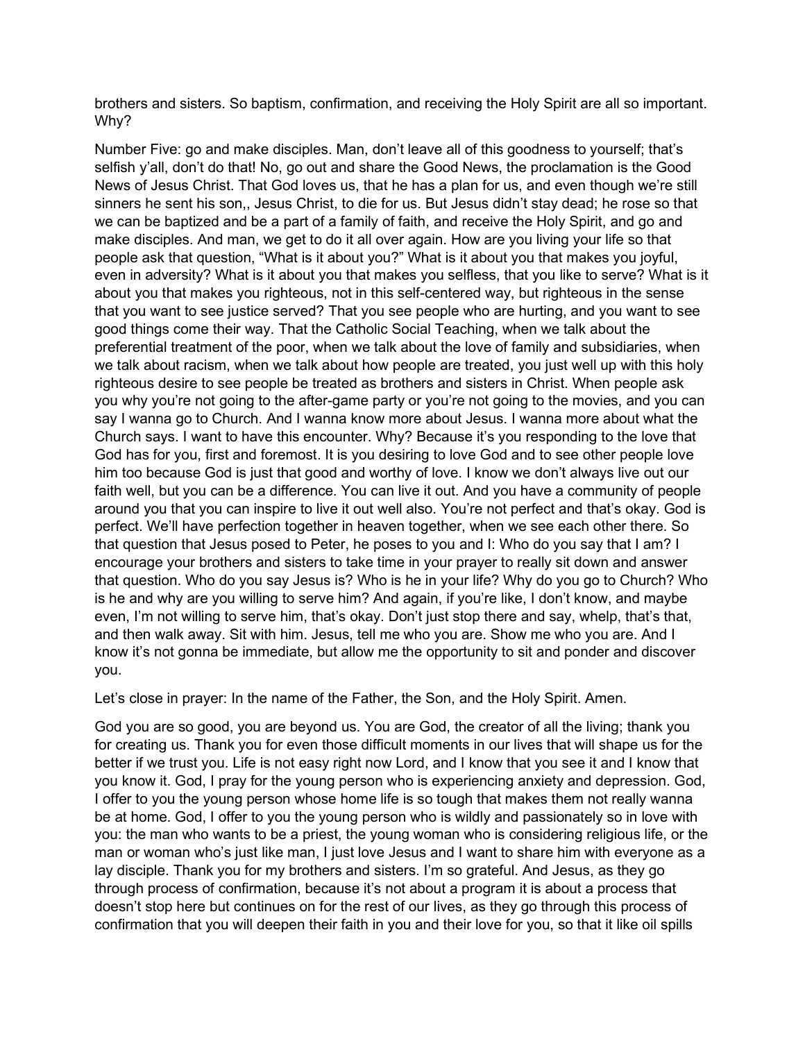brothers and sisters. So baptism, confirmation, and receiving the Holy Spirit are all so important. Why?

Number Five: go and make disciples. Man, don't leave all of this goodness to yourself; that's selfish y'all, don't do that! No, go out and share the Good News, the proclamation is the Good News of Jesus Christ. That God loves us, that he has a plan for us, and even though we're still sinners he sent his son,, Jesus Christ, to die for us. But Jesus didn't stay dead; he rose so that we can be baptized and be a part of a family of faith, and receive the Holy Spirit, and go and make disciples. And man, we get to do it all over again. How are you living your life so that people ask that question, "What is it about you?" What is it about you that makes you joyful, even in adversity? What is it about you that makes you selfless, that you like to serve? What is it about you that makes you righteous, not in this self-centered way, but righteous in the sense that you want to see justice served? That you see people who are hurting, and you want to see good things come their way. That the Catholic Social Teaching, when we talk about the preferential treatment of the poor, when we talk about the love of family and subsidiaries, when we talk about racism, when we talk about how people are treated, you just well up with this holy righteous desire to see people be treated as brothers and sisters in Christ. When people ask you why you're not going to the after-game party or you're not going to the movies, and you can say I wanna go to Church. And I wanna know more about Jesus. I wanna more about what the Church says. I want to have this encounter. Why? Because it's you responding to the love that God has for you, first and foremost. It is you desiring to love God and to see other people love him too because God is just that good and worthy of love. I know we don't always live out our faith well, but you can be a difference. You can live it out. And you have a community of people around you that you can inspire to live it out well also. You're not perfect and that's okay. God is perfect. We'll have perfection together in heaven together, when we see each other there. So that question that Jesus posed to Peter, he poses to you and I: Who do you say that I am? I encourage your brothers and sisters to take time in your prayer to really sit down and answer that question. Who do you say Jesus is? Who is he in your life? Why do you go to Church? Who is he and why are you willing to serve him? And again, if you're like, I don't know, and maybe even, I'm not willing to serve him, that's okay. Don't just stop there and say, whelp, that's that, and then walk away. Sit with him. Jesus, tell me who you are. Show me who you are. And I know it's not gonna be immediate, but allow me the opportunity to sit and ponder and discover you.

Let's close in prayer: In the name of the Father, the Son, and the Holy Spirit. Amen.

God you are so good, you are beyond us. You are God, the creator of all the living; thank you for creating us. Thank you for even those difficult moments in our lives that will shape us for the better if we trust you. Life is not easy right now Lord, and I know that you see it and I know that you know it. God, I pray for the young person who is experiencing anxiety and depression. God, I offer to you the young person whose home life is so tough that makes them not really wanna be at home. God, I offer to you the young person who is wildly and passionately so in love with you: the man who wants to be a priest, the young woman who is considering religious life, or the man or woman who's just like man, I just love Jesus and I want to share him with everyone as a lay disciple. Thank you for my brothers and sisters. I'm so grateful. And Jesus, as they go through process of confirmation, because it's not about a program it is about a process that doesn't stop here but continues on for the rest of our lives, as they go through this process of confirmation that you will deepen their faith in you and their love for you, so that it like oil spills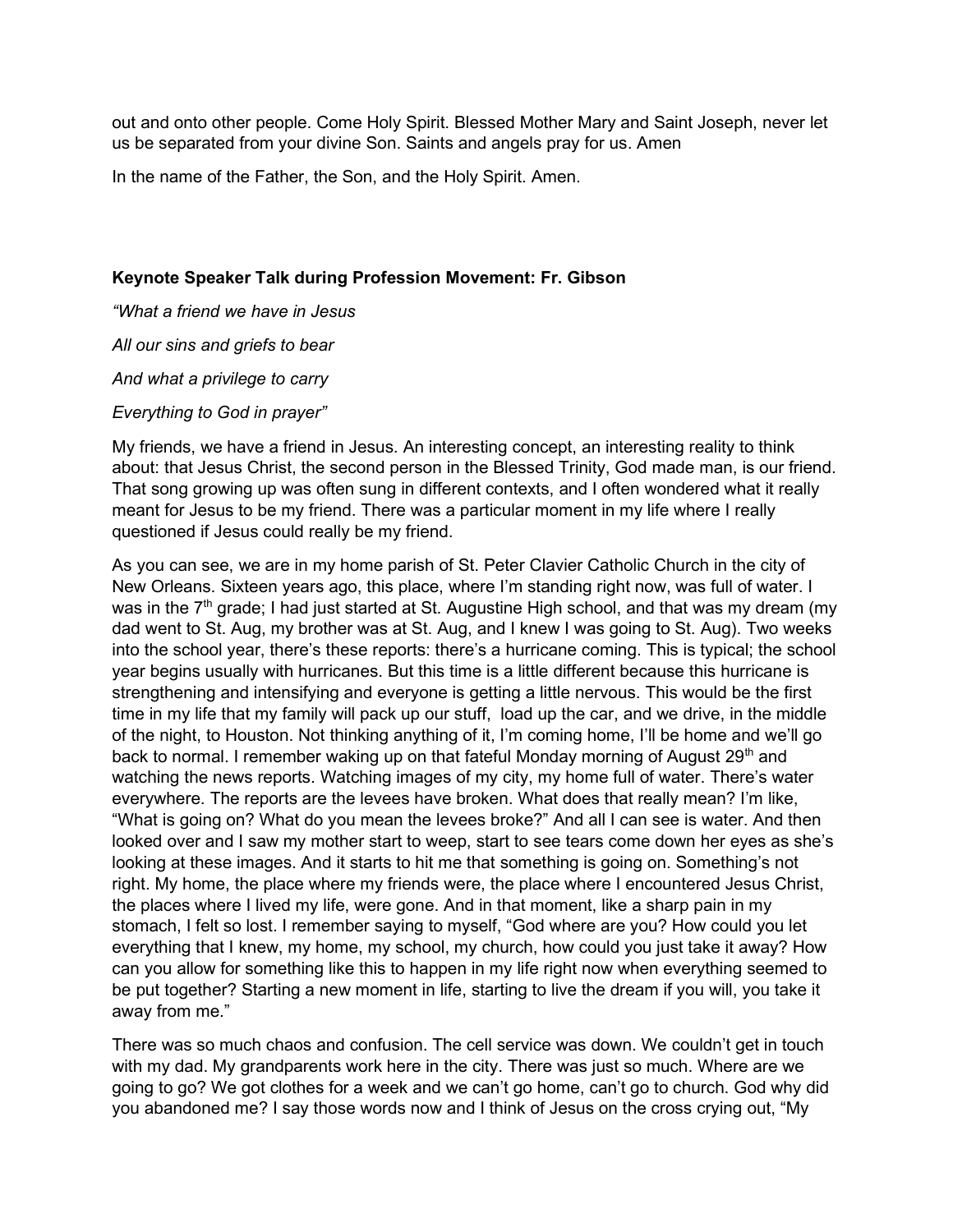out and onto other people. Come Holy Spirit. Blessed Mother Mary and Saint Joseph, never let us be separated from your divine Son. Saints and angels pray for us. Amen

In the name of the Father, the Son, and the Holy Spirit. Amen.

**Keynote Speaker Talk during Profession Movement: Fr. Gibson**

*"What a friend we have in Jesus*

*All our sins and griefs to bear*

*And what a privilege to carry*

*Everything to God in prayer"*

My friends, we have a friend in Jesus. An interesting concept, an interesting reality to think about: that Jesus Christ, the second person in the Blessed Trinity, God made man, is our friend. That song growing up was often sung in different contexts, and I often wondered what it really meant for Jesus to be my friend. There was a particular moment in my life where I really questioned if Jesus could really be my friend.

As you can see, we are in my home parish of St. Peter Clavier Catholic Church in the city of New Orleans. Sixteen years ago, this place, where I'm standing right now, was full of water. I was in the 7th grade; I had just started at St. Augustine High school, and that was my dream (my dad went to St. Aug, my brother was at St. Aug, and I knew I was going to St. Aug). Two weeks into the school year, there's these reports: there's a hurricane coming. This is typical; the school year begins usually with hurricanes. But this time is a little different because this hurricane is strengthening and intensifying and everyone is getting a little nervous. This would be the first time in my life that my family will pack up our stuff, load up the car, and we drive, in the middle of the night, to Houston. Not thinking anything of it, I'm coming home, I'll be home and we'll go back to normal. I remember waking up on that fateful Monday morning of August 29th and watching the news reports. Watching images of my city, my home full of water. There's water everywhere. The reports are the levees have broken. What does that really mean? I'm like, "What is going on? What do you mean the levees broke?" And all I can see is water. And then looked over and I saw my mother start to weep, start to see tears come down her eyes as she's looking at these images. And it starts to hit me that something is going on. Something's not right. My home, the place where my friends were, the place where I encountered Jesus Christ, the places where I lived my life, were gone. And in that moment, like a sharp pain in my stomach, I felt so lost. I remember saying to myself, "God where are you? How could you let everything that I knew, my home, my school, my church, how could you just take it away? How can you allow for something like this to happen in my life right now when everything seemed to be put together? Starting a new moment in life, starting to live the dream if you will, you take it away from me."

There was so much chaos and confusion. The cell service was down. We couldn't get in touch with my dad. My grandparents work here in the city. There was just so much. Where are we going to go? We got clothes for a week and we can't go home, can't go to church. God why did you abandoned me? I say those words now and I think of Jesus on the cross crying out, "My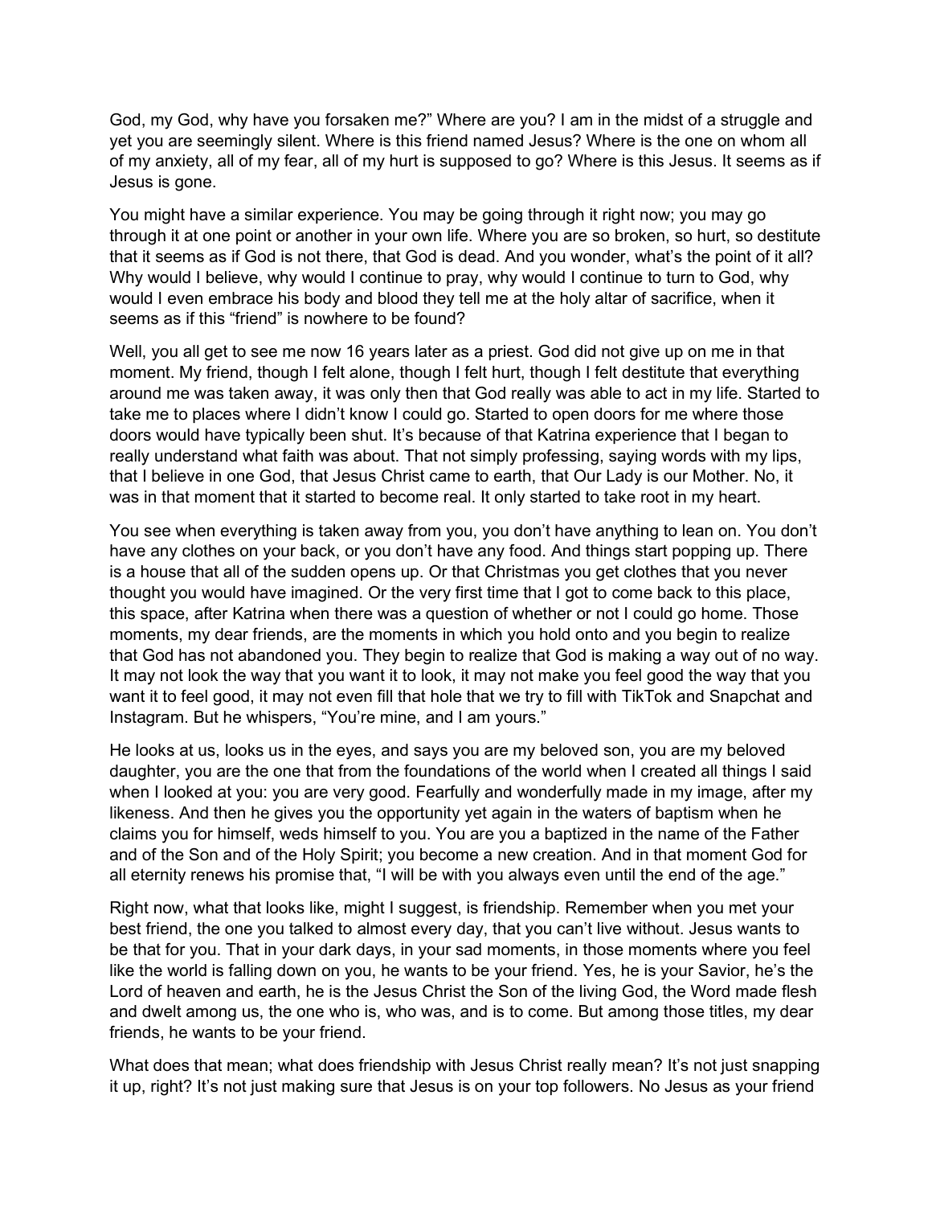God, my God, why have you forsaken me?" Where are you? I am in the midst of a struggle and yet you are seemingly silent. Where is this friend named Jesus? Where is the one on whom all of my anxiety, all of my fear, all of my hurt is supposed to go? Where is this Jesus. It seems as if Jesus is gone.

You might have a similar experience. You may be going through it right now; you may go through it at one point or another in your own life. Where you are so broken, so hurt, so destitute that it seems as if God is not there, that God is dead. And you wonder, what's the point of it all? Why would I believe, why would I continue to pray, why would I continue to turn to God, why would I even embrace his body and blood they tell me at the holy altar of sacrifice, when it seems as if this "friend" is nowhere to be found?

Well, you all get to see me now 16 years later as a priest. God did not give up on me in that moment. My friend, though I felt alone, though I felt hurt, though I felt destitute that everything around me was taken away, it was only then that God really was able to act in my life. Started to take me to places where I didn't know I could go. Started to open doors for me where those doors would have typically been shut. It's because of that Katrina experience that I began to really understand what faith was about. That not simply professing, saying words with my lips, that I believe in one God, that Jesus Christ came to earth, that Our Lady is our Mother. No, it was in that moment that it started to become real. It only started to take root in my heart.

You see when everything is taken away from you, you don't have anything to lean on. You don't have any clothes on your back, or you don't have any food. And things start popping up. There is a house that all of the sudden opens up. Or that Christmas you get clothes that you never thought you would have imagined. Or the very first time that I got to come back to this place, this space, after Katrina when there was a question of whether or not I could go home. Those moments, my dear friends, are the moments in which you hold onto and you begin to realize that God has not abandoned you. They begin to realize that God is making a way out of no way. It may not look the way that you want it to look, it may not make you feel good the way that you want it to feel good, it may not even fill that hole that we try to fill with TikTok and Snapchat and Instagram. But he whispers, "You're mine, and I am yours."

He looks at us, looks us in the eyes, and says you are my beloved son, you are my beloved daughter, you are the one that from the foundations of the world when I created all things I said when I looked at you: you are very good. Fearfully and wonderfully made in my image, after my likeness. And then he gives you the opportunity yet again in the waters of baptism when he claims you for himself, weds himself to you. You are you a baptized in the name of the Father and of the Son and of the Holy Spirit; you become a new creation. And in that moment God for all eternity renews his promise that, "I will be with you always even until the end of the age."

Right now, what that looks like, might I suggest, is friendship. Remember when you met your best friend, the one you talked to almost every day, that you can't live without. Jesus wants to be that for you. That in your dark days, in your sad moments, in those moments where you feel like the world is falling down on you, he wants to be your friend. Yes, he is your Savior, he's the Lord of heaven and earth, he is the Jesus Christ the Son of the living God, the Word made flesh and dwelt among us, the one who is, who was, and is to come. But among those titles, my dear friends, he wants to be your friend.

What does that mean; what does friendship with Jesus Christ really mean? It's not just snapping it up, right? It's not just making sure that Jesus is on your top followers. No Jesus as your friend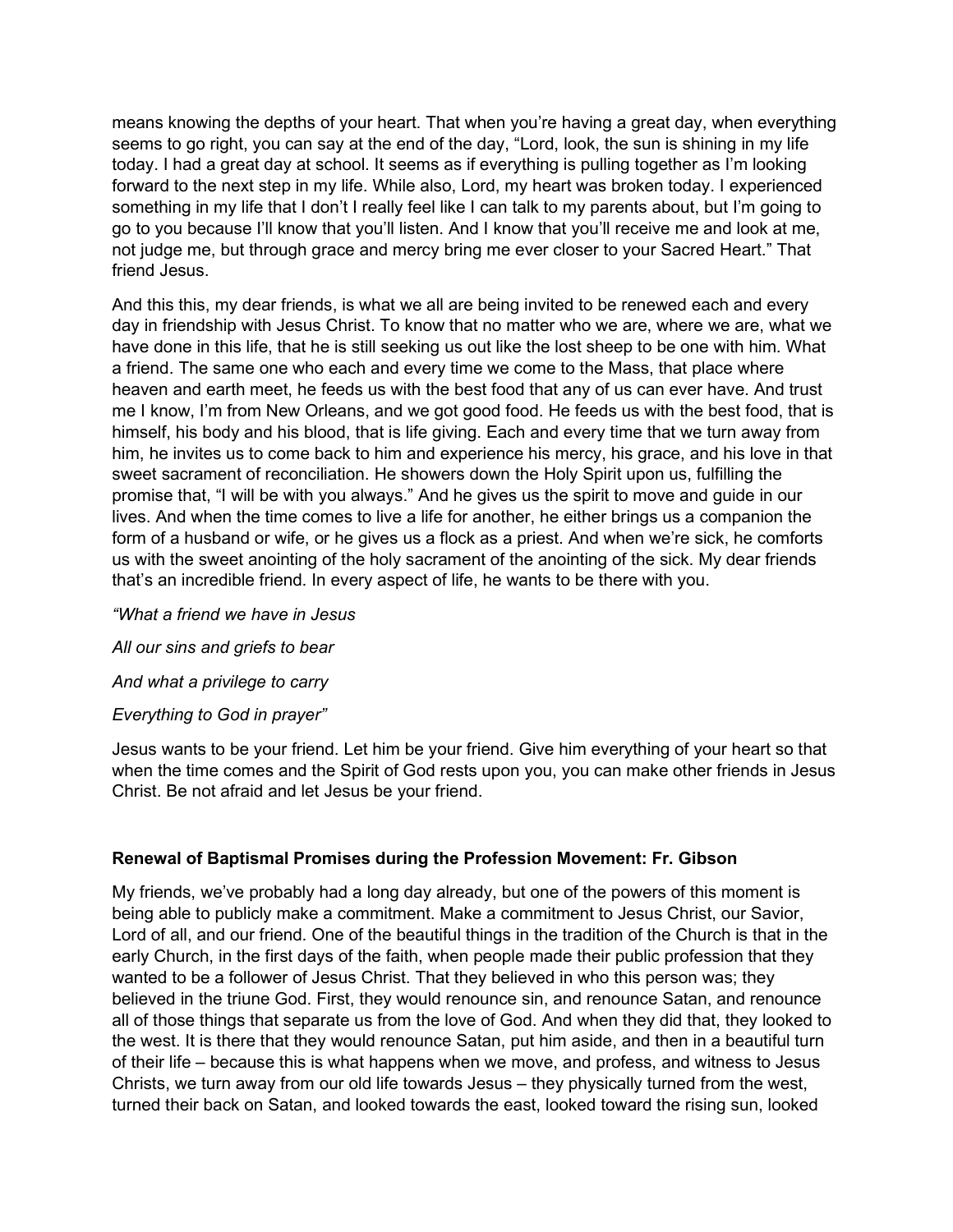means knowing the depths of your heart. That when you're having a great day, when everything seems to go right, you can say at the end of the day, "Lord, look, the sun is shining in my life today. I had a great day at school. It seems as if everything is pulling together as I'm looking forward to the next step in my life. While also, Lord, my heart was broken today. I experienced something in my life that I don't I really feel like I can talk to my parents about, but I'm going to go to you because I'll know that you'll listen. And I know that you'll receive me and look at me, not judge me, but through grace and mercy bring me ever closer to your Sacred Heart." That friend Jesus.

And this this, my dear friends, is what we all are being invited to be renewed each and every day in friendship with Jesus Christ. To know that no matter who we are, where we are, what we have done in this life, that he is still seeking us out like the lost sheep to be one with him. What a friend. The same one who each and every time we come to the Mass, that place where heaven and earth meet, he feeds us with the best food that any of us can ever have. And trust me I know, I'm from New Orleans, and we got good food. He feeds us with the best food, that is himself, his body and his blood, that is life giving. Each and every time that we turn away from him, he invites us to come back to him and experience his mercy, his grace, and his love in that sweet sacrament of reconciliation. He showers down the Holy Spirit upon us, fulfilling the promise that, "I will be with you always." And he gives us the spirit to move and guide in our lives. And when the time comes to live a life for another, he either brings us a companion the form of a husband or wife, or he gives us a flock as a priest. And when we're sick, he comforts us with the sweet anointing of the holy sacrament of the anointing of the sick. My dear friends that's an incredible friend. In every aspect of life, he wants to be there with you.

*"What a friend we have in Jesus*

*All our sins and griefs to bear*

*And what a privilege to carry*

*Everything to God in prayer"*

Jesus wants to be your friend. Let him be your friend. Give him everything of your heart so that when the time comes and the Spirit of God rests upon you, you can make other friends in Jesus Christ. Be not afraid and let Jesus be your friend.

**Renewal of Baptismal Promises during the Profession Movement: Fr. Gibson**

My friends, we've probably had a long day already, but one of the powers of this moment is being able to publicly make a commitment. Make a commitment to Jesus Christ, our Savior, Lord of all, and our friend. One of the beautiful things in the tradition of the Church is that in the early Church, in the first days of the faith, when people made their public profession that they wanted to be a follower of Jesus Christ. That they believed in who this person was; they believed in the triune God. First, they would renounce sin, and renounce Satan, and renounce all of those things that separate us from the love of God. And when they did that, they looked to the west. It is there that they would renounce Satan, put him aside, and then in a beautiful turn of their life – because this is what happens when we move, and profess, and witness to Jesus Christs, we turn away from our old life towards Jesus – they physically turned from the west, turned their back on Satan, and looked towards the east, looked toward the rising sun, looked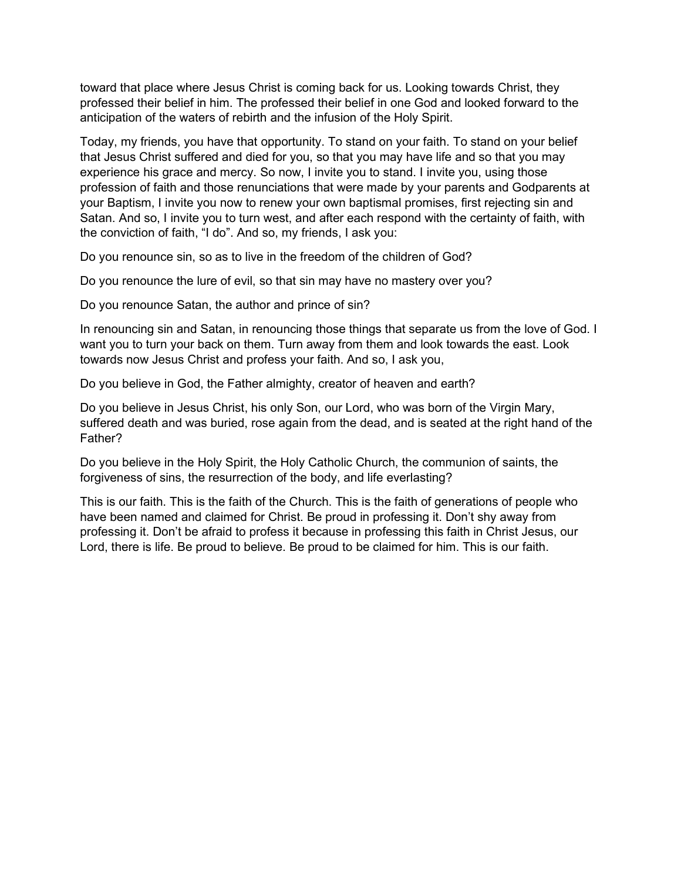toward that place where Jesus Christ is coming back for us. Looking towards Christ, they professed their belief in him. The professed their belief in one God and looked forward to the anticipation of the waters of rebirth and the infusion of the Holy Spirit.

Today, my friends, you have that opportunity. To stand on your faith. To stand on your belief that Jesus Christ suffered and died for you, so that you may have life and so that you may experience his grace and mercy. So now, I invite you to stand. I invite you, using those profession of faith and those renunciations that were made by your parents and Godparents at your Baptism, I invite you now to renew your own baptismal promises, first rejecting sin and Satan. And so, I invite you to turn west, and after each respond with the certainty of faith, with the conviction of faith, "I do". And so, my friends, I ask you:

Do you renounce sin, so as to live in the freedom of the children of God?

Do you renounce the lure of evil, so that sin may have no mastery over you?

Do you renounce Satan, the author and prince of sin?

In renouncing sin and Satan, in renouncing those things that separate us from the love of God. I want you to turn your back on them. Turn away from them and look towards the east. Look towards now Jesus Christ and profess your faith. And so, I ask you,

Do you believe in God, the Father almighty, creator of heaven and earth?

Do you believe in Jesus Christ, his only Son, our Lord, who was born of the Virgin Mary, suffered death and was buried, rose again from the dead, and is seated at the right hand of the Father?

Do you believe in the Holy Spirit, the Holy Catholic Church, the communion of saints, the forgiveness of sins, the resurrection of the body, and life everlasting?

This is our faith. This is the faith of the Church. This is the faith of generations of people who have been named and claimed for Christ. Be proud in professing it. Don't shy away from professing it. Don't be afraid to profess it because in professing this faith in Christ Jesus, our Lord, there is life. Be proud to believe. Be proud to be claimed for him. This is our faith.